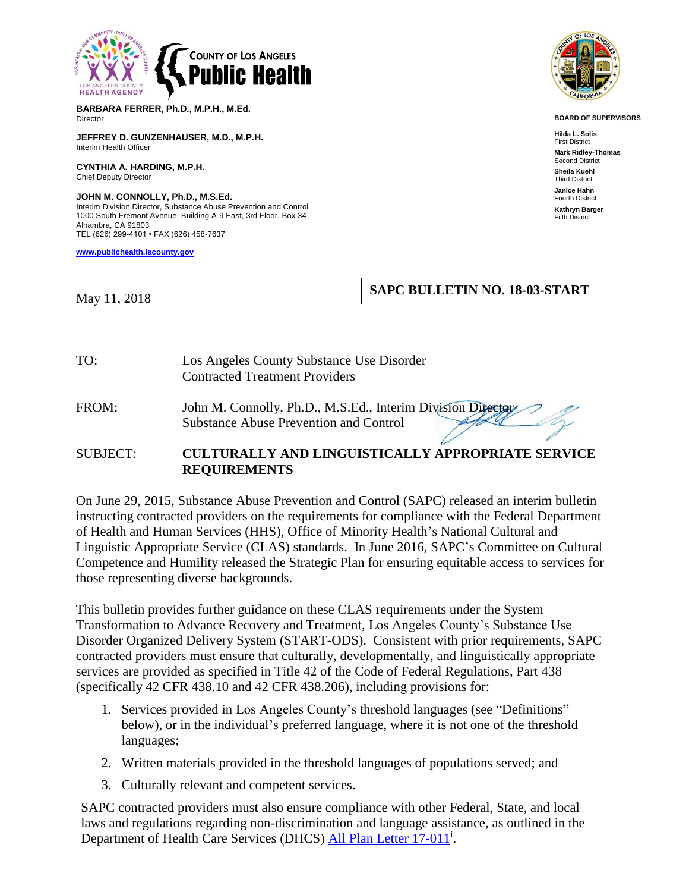**COUNTY OF LOS ANGELES Public Health**

**BARBARA FERRER, Ph.D., M.P.H., M.Ed.**
Director

**JEFFREY D. GUNZENHAUSER, M.D., M.P.H.**
Interim Health Officer

**CYNTHIA A. HARDING, M.P.H.**
Chief Deputy Director

**JOHN M. CONNOLLY, Ph.D., M.S.Ed.**
Interim Division Director, Substance Abuse Prevention and Control
1000 South Fremont Avenue, Building A-9 East, 3rd Floor, Box 34
Alhambra, CA 91803
TEL (626) 299-4101 • FAX (626) 458-7637

www.publichealth.lacounty.gov

**BOARD OF SUPERVISORS**

**Hilda L. Solis**
First District

**Mark Ridley-Thomas**
Second District

**Sheila Kuehl**
Third District

**Janice Hahn**
Fourth District

**Kathryn Barger**
Fifth District

May 11, 2018

**SAPC BULLETIN NO. 18-03-START**

TO: Los Angeles County Substance Use Disorder Contracted Treatment Providers

FROM: John M. Connolly, Ph.D., M.S.Ed., Interim Division Director
Substance Abuse Prevention and Control

SUBJECT: **CULTURALLY AND LINGUISTICALLY APPROPRIATE SERVICE REQUIREMENTS**

On June 29, 2015, Substance Abuse Prevention and Control (SAPC) released an interim bulletin instructing contracted providers on the requirements for compliance with the Federal Department of Health and Human Services (HHS), Office of Minority Health's National Cultural and Linguistic Appropriate Service (CLAS) standards. In June 2016, SAPC's Committee on Cultural Competence and Humility released the Strategic Plan for ensuring equitable access to services for those representing diverse backgrounds.

This bulletin provides further guidance on these CLAS requirements under the System Transformation to Advance Recovery and Treatment, Los Angeles County's Substance Use Disorder Organized Delivery System (START-ODS). Consistent with prior requirements, SAPC contracted providers must ensure that culturally, developmentally, and linguistically appropriate services are provided as specified in Title 42 of the Code of Federal Regulations, Part 438 (specifically 42 CFR 438.10 and 42 CFR 438.206), including provisions for:

1. Services provided in Los Angeles County's threshold languages (see "Definitions" below), or in the individual's preferred language, where it is not one of the threshold languages;
2. Written materials provided in the threshold languages of populations served; and
3. Culturally relevant and competent services.

SAPC contracted providers must also ensure compliance with other Federal, State, and local laws and regulations regarding non-discrimination and language assistance, as outlined in the Department of Health Care Services (DHCS) All Plan Letter 17-011[i].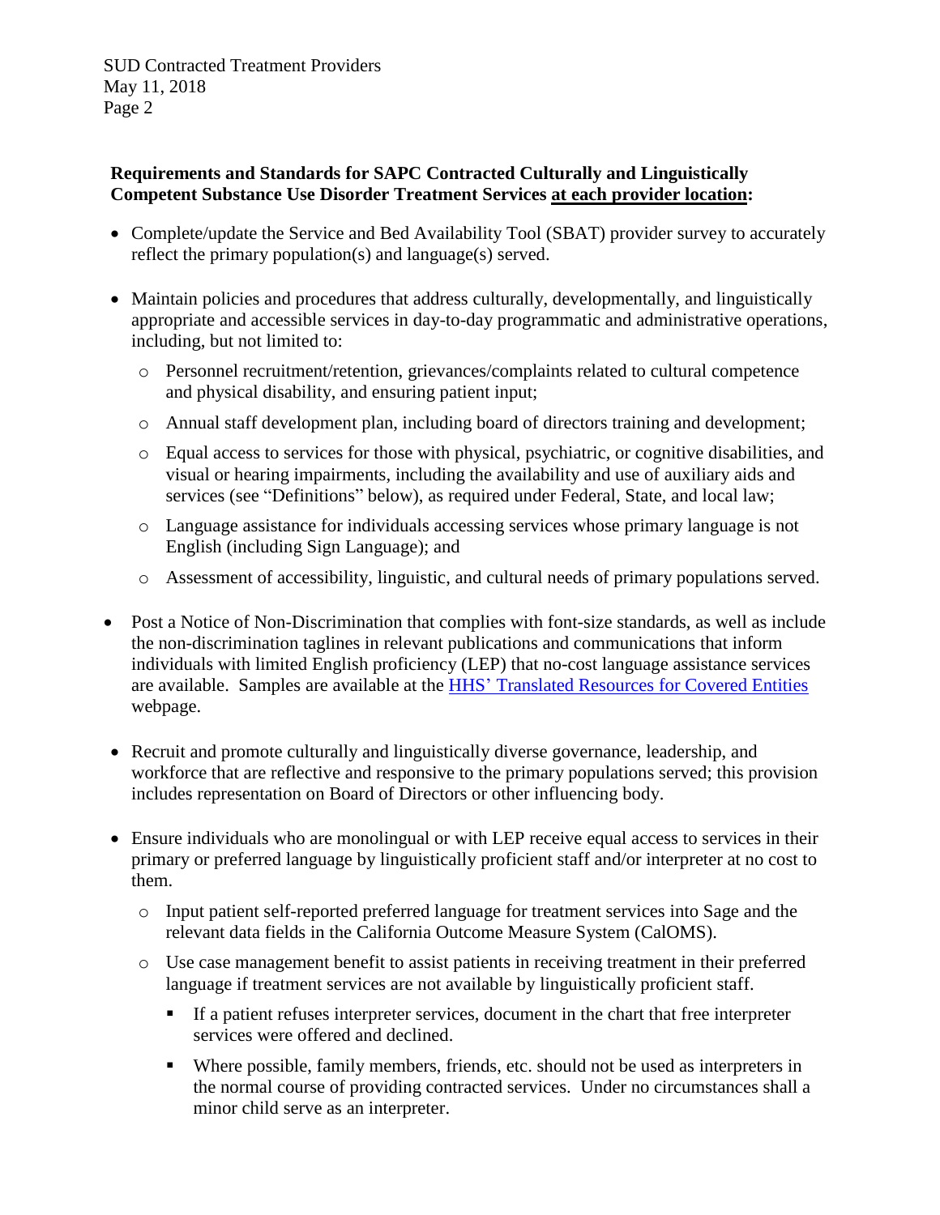**Requirements and Standards for SAPC Contracted Culturally and Linguistically Competent Substance Use Disorder Treatment Services <u>at each provider location</u>:**

- Complete/update the Service and Bed Availability Tool (SBAT) provider survey to accurately reflect the primary population(s) and language(s) served.
- Maintain policies and procedures that address culturally, developmentally, and linguistically appropriate and accessible services in day-to-day programmatic and administrative operations, including, but not limited to:
  - Personnel recruitment/retention, grievances/complaints related to cultural competence and physical disability, and ensuring patient input;
  - Annual staff development plan, including board of directors training and development;
  - Equal access to services for those with physical, psychiatric, or cognitive disabilities, and visual or hearing impairments, including the availability and use of auxiliary aids and services (see "Definitions" below), as required under Federal, State, and local law;
  - Language assistance for individuals accessing services whose primary language is not English (including Sign Language); and
  - Assessment of accessibility, linguistic, and cultural needs of primary populations served.
- Post a Notice of Non-Discrimination that complies with font-size standards, as well as include the non-discrimination taglines in relevant publications and communications that inform individuals with limited English proficiency (LEP) that no-cost language assistance services are available. Samples are available at the [HHS' Translated Resources for Covered Entities]() webpage.
- Recruit and promote culturally and linguistically diverse governance, leadership, and workforce that are reflective and responsive to the primary populations served; this provision includes representation on Board of Directors or other influencing body.
- Ensure individuals who are monolingual or with LEP receive equal access to services in their primary or preferred language by linguistically proficient staff and/or interpreter at no cost to them.
  - Input patient self-reported preferred language for treatment services into Sage and the relevant data fields in the California Outcome Measure System (CalOMS).
  - Use case management benefit to assist patients in receiving treatment in their preferred language if treatment services are not available by linguistically proficient staff.
    - If a patient refuses interpreter services, document in the chart that free interpreter services were offered and declined.
    - Where possible, family members, friends, etc. should not be used as interpreters in the normal course of providing contracted services. Under no circumstances shall a minor child serve as an interpreter.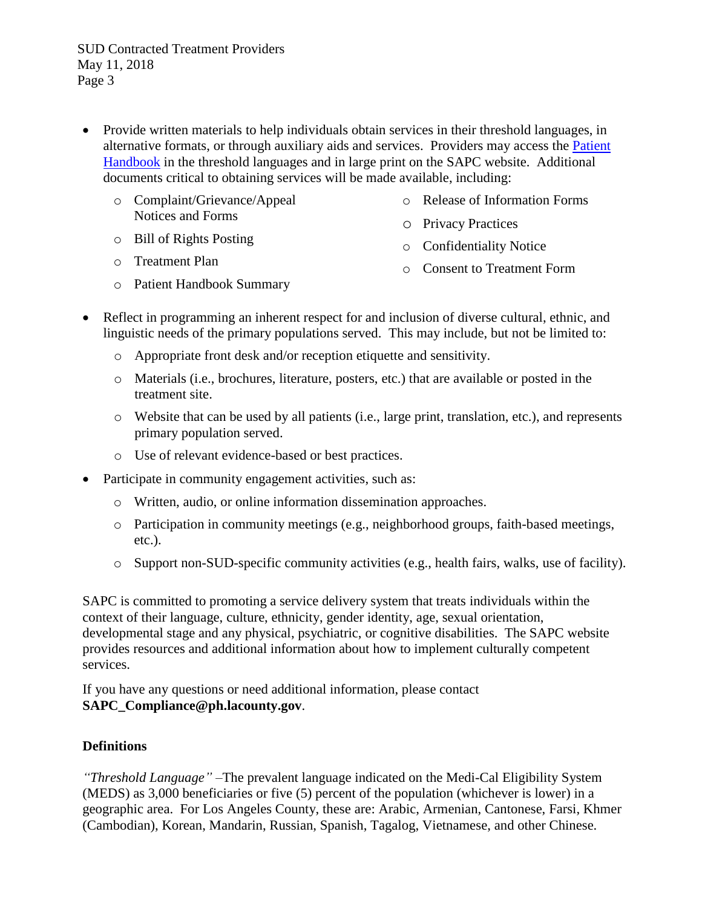- Provide written materials to help individuals obtain services in their threshold languages, in alternative formats, or through auxiliary aids and services. Providers may access the [Patient Handbook] in the threshold languages and in large print on the SAPC website. Additional documents critical to obtaining services will be made available, including:
  - Complaint/Grievance/Appeal Notices and Forms
  - Bill of Rights Posting
  - Treatment Plan
  - Patient Handbook Summary
  - Release of Information Forms
  - Privacy Practices
  - Confidentiality Notice
  - Consent to Treatment Form
- Reflect in programming an inherent respect for and inclusion of diverse cultural, ethnic, and linguistic needs of the primary populations served. This may include, but not be limited to:
  - Appropriate front desk and/or reception etiquette and sensitivity.
  - Materials (i.e., brochures, literature, posters, etc.) that are available or posted in the treatment site.
  - Website that can be used by all patients (i.e., large print, translation, etc.), and represents primary population served.
  - Use of relevant evidence-based or best practices.
- Participate in community engagement activities, such as:
  - Written, audio, or online information dissemination approaches.
  - Participation in community meetings (e.g., neighborhood groups, faith-based meetings, etc.).
  - Support non-SUD-specific community activities (e.g., health fairs, walks, use of facility).

SAPC is committed to promoting a service delivery system that treats individuals within the context of their language, culture, ethnicity, gender identity, age, sexual orientation, developmental stage and any physical, psychiatric, or cognitive disabilities. The SAPC website provides resources and additional information about how to implement culturally competent services.

If you have any questions or need additional information, please contact **SAPC_Compliance@ph.lacounty.gov**.

**Definitions**

*"Threshold Language"* –The prevalent language indicated on the Medi-Cal Eligibility System (MEDS) as 3,000 beneficiaries or five (5) percent of the population (whichever is lower) in a geographic area. For Los Angeles County, these are: Arabic, Armenian, Cantonese, Farsi, Khmer (Cambodian), Korean, Mandarin, Russian, Spanish, Tagalog, Vietnamese, and other Chinese.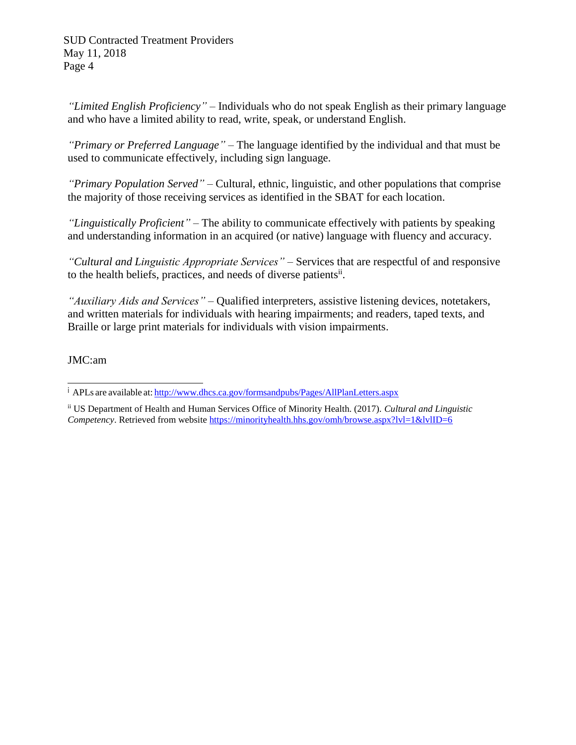*"Limited English Proficiency"* – Individuals who do not speak English as their primary language and who have a limited ability to read, write, speak, or understand English.

*"Primary or Preferred Language"* – The language identified by the individual and that must be used to communicate effectively, including sign language.

*"Primary Population Served"* – Cultural, ethnic, linguistic, and other populations that comprise the majority of those receiving services as identified in the SBAT for each location.

*"Linguistically Proficient"* – The ability to communicate effectively with patients by speaking and understanding information in an acquired (or native) language with fluency and accuracy.

*"Cultural and Linguistic Appropriate Services"* – Services that are respectful of and responsive to the health beliefs, practices, and needs of diverse patients[ii].

*"Auxiliary Aids and Services"* – Qualified interpreters, assistive listening devices, notetakers, and written materials for individuals with hearing impairments; and readers, taped texts, and Braille or large print materials for individuals with vision impairments.

JMC:am

---

[i] APLs are available at: http://www.dhcs.ca.gov/formsandpubs/Pages/AllPlanLetters.aspx

[ii] US Department of Health and Human Services Office of Minority Health. (2017). *Cultural and Linguistic Competency*. Retrieved from website https://minorityhealth.hhs.gov/omh/browse.aspx?lvl=1&lvlID=6